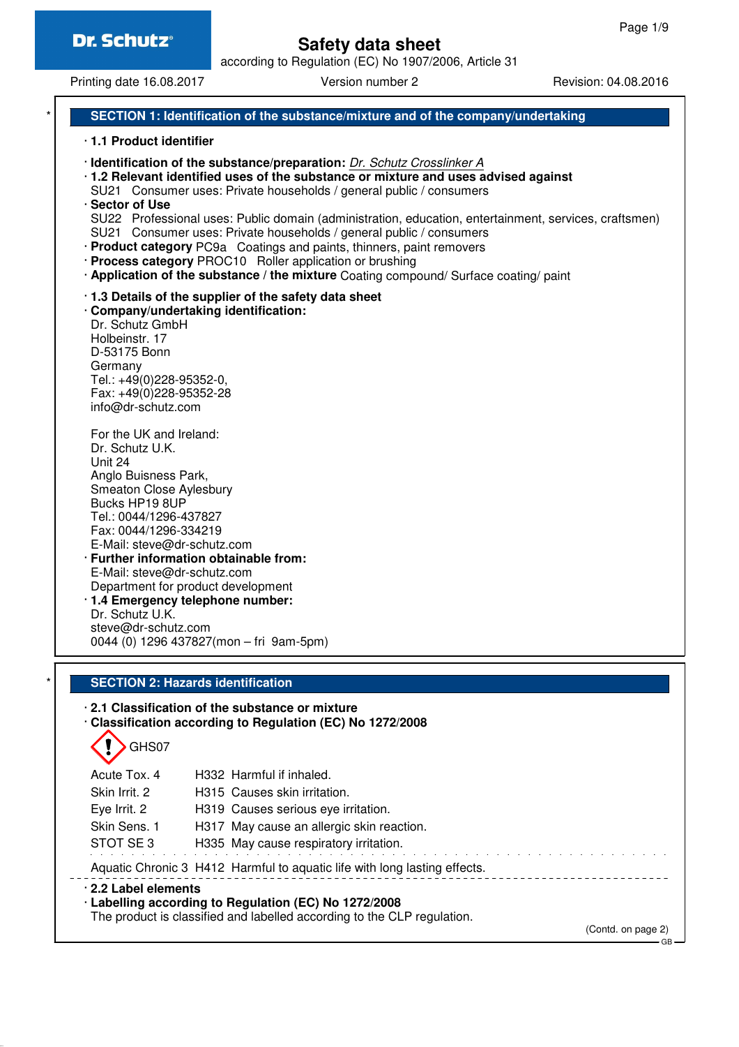# Safety data sheet

according to Regulation (EC) No 1907/2006, Article 31

Printing date 16.08.2017 Version number 2 Revision: 04.08.2016

## SECTION 1: Identification of the substance/mixture and of the company/undertaking

· **1.1 Product identifier**

· **Identification of the substance/preparation:** *Dr. Schutz Crosslinker A*

· **1.2 Relevant identified uses of the substance or mixture and uses advised against**
SU21 Consumer uses: Private households / general public / consumers

· **Sector of Use**
SU22 Professional uses: Public domain (administration, education, entertainment, services, craftsmen)
SU21 Consumer uses: Private households / general public / consumers

· **Product category** PC9a Coatings and paints, thinners, paint removers

· **Process category** PROC10 Roller application or brushing

· **Application of the substance / the mixture** Coating compound/ Surface coating/ paint

· **1.3 Details of the supplier of the safety data sheet**

· **Company/undertaking identification:**
Dr. Schutz GmbH
Holbeinstr. 17
D-53175 Bonn
Germany
Tel.: +49(0)228-95352-0,
Fax: +49(0)228-95352-28
info@dr-schutz.com

For the UK and Ireland:
Dr. Schutz U.K.
Unit 24
Anglo Buisness Park,
Smeaton Close Aylesbury
Bucks HP19 8UP
Tel.: 0044/1296-437827
Fax: 0044/1296-334219
E-Mail: steve@dr-schutz.com

· **Further information obtainable from:**
E-Mail: steve@dr-schutz.com
Department for product development

· **1.4 Emergency telephone number:**
Dr. Schutz U.K.
steve@dr-schutz.com
0044 (0) 1296 437827(mon – fri 9am-5pm)

## SECTION 2: Hazards identification

· **2.1 Classification of the substance or mixture**

· **Classification according to Regulation (EC) No 1272/2008**

GHS07

| | |
|---|---|
| Acute Tox. 4 | H332 Harmful if inhaled. |
| Skin Irrit. 2 | H315 Causes skin irritation. |
| Eye Irrit. 2 | H319 Causes serious eye irritation. |
| Skin Sens. 1 | H317 May cause an allergic skin reaction. |
| STOT SE 3 | H335 May cause respiratory irritation. |
| Aquatic Chronic 3 | H412 Harmful to aquatic life with long lasting effects. |

· **2.2 Label elements**

· **Labelling according to Regulation (EC) No 1272/2008**
The product is classified and labelled according to the CLP regulation.

(Contd. on page 2)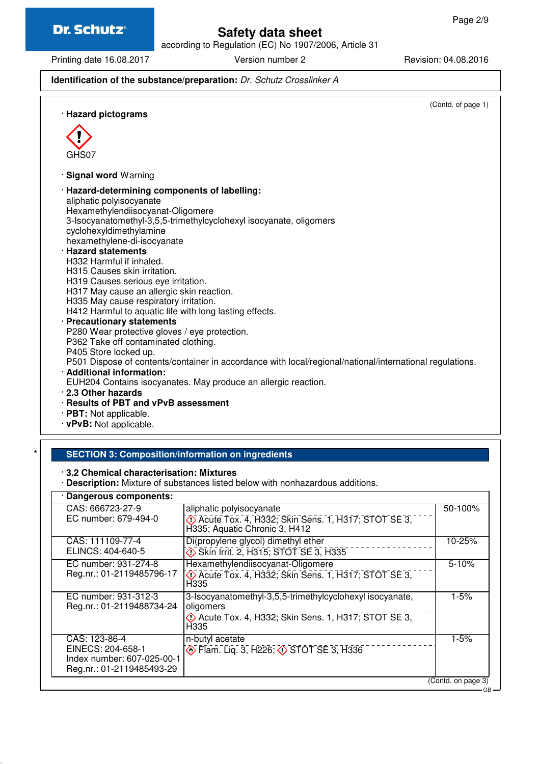**Identification of the substance/preparation:** *Dr. Schutz Crosslinker A*

(Contd. of page 1)

· **Hazard pictograms**

GHS07

· **Signal word** Warning

· **Hazard-determining components of labelling:**
aliphatic polyisocyanate
Hexamethylendiisocyanat-Oligomere
3-Isocyanatomethyl-3,5,5-trimethylcyclohexyl isocyanate, oligomers
cyclohexyldimethylamine
hexamethylene-di-isocyanate

· **Hazard statements**
H332 Harmful if inhaled.
H315 Causes skin irritation.
H319 Causes serious eye irritation.
H317 May cause an allergic skin reaction.
H335 May cause respiratory irritation.
H412 Harmful to aquatic life with long lasting effects.

· **Precautionary statements**
P280 Wear protective gloves / eye protection.
P362 Take off contaminated clothing.
P405 Store locked up.
P501 Dispose of contents/container in accordance with local/regional/national/international regulations.

· **Additional information:**
EUH204 Contains isocyanates. May produce an allergic reaction.

· **2.3 Other hazards**
· **Results of PBT and vPvB assessment**
· **PBT:** Not applicable.
· **vPvB:** Not applicable.

## SECTION 3: Composition/information on ingredients

· **3.2 Chemical characterisation: Mixtures**
· **Description:** Mixture of substances listed below with nonhazardous additions.

| · **Dangerous components:** | | |
|---|---|---|
| CAS: 666723-27-9<br>EC number: 679-494-0 | aliphatic polyisocyanate<br>Acute Tox. 4, H332; Skin Sens. 1, H317; STOT SE 3, H335; Aquatic Chronic 3, H412 | 50-100% |
| CAS: 111109-77-4<br>ELINCS: 404-640-5 | Di(propylene glycol) dimethyl ether<br>Skin Irrit. 2, H315; STOT SE 3, H335 | 10-25% |
| EC number: 931-274-8<br>Reg.nr.: 01-2119485796-17 | Hexamethylendiisocyanat-Oligomere<br>Acute Tox. 4, H332; Skin Sens. 1, H317; STOT SE 3, H335 | 5-10% |
| EC number: 931-312-3<br>Reg.nr.: 01-2119488734-24 | 3-Isocyanatomethyl-3,5,5-trimethylcyclohexyl isocyanate, oligomers<br>Acute Tox. 4, H332; Skin Sens. 1, H317; STOT SE 3, H335 | 1-5% |
| CAS: 123-86-4<br>EINECS: 204-658-1<br>Index number: 607-025-00-1<br>Reg.nr.: 01-2119485493-29 | n-butyl acetate<br>Flam. Liq. 3, H226; STOT SE 3, H336 | 1-5% |

(Contd. on page 3)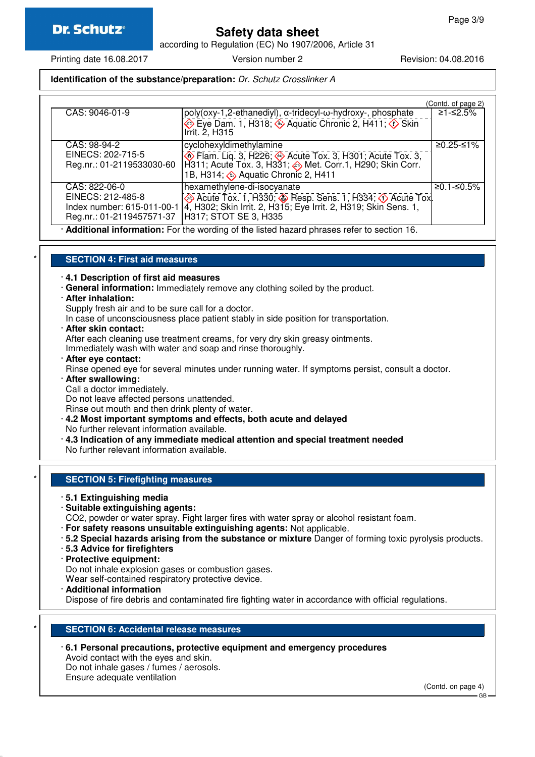**Identification of the substance/preparation:** *Dr. Schutz Crosslinker A*

(Contd. of page 2)

| | | |
|---|---|---|
| CAS: 9046-01-9 | poly(oxy-1,2-ethanediyl), α-tridecyl-ω-hydroxy-, phosphate<br>Eye Dam. 1, H318; Aquatic Chronic 2, H411; Skin Irrit. 2, H315 | ≥1-≤2.5% |
| CAS: 98-94-2<br>EINECS: 202-715-5<br>Reg.nr.: 01-2119533030-60 | cyclohexyldimethylamine<br>Flam. Liq. 3, H226; Acute Tox. 3, H301; Acute Tox. 3, H311; Acute Tox. 3, H331; Met. Corr.1, H290; Skin Corr. 1B, H314; Aquatic Chronic 2, H411 | ≥0.25-≤1% |
| CAS: 822-06-0<br>EINECS: 212-485-8<br>Index number: 615-011-00-1<br>Reg.nr.: 01-2119457571-37 | hexamethylene-di-isocyanate<br>Acute Tox. 1, H330; Resp. Sens. 1, H334; Acute Tox. 4, H302; Skin Irrit. 2, H315; Eye Irrit. 2, H319; Skin Sens. 1, H317; STOT SE 3, H335 | ≥0.1-≤0.5% |

· **Additional information:** For the wording of the listed hazard phrases refer to section 16.

## SECTION 4: First aid measures

· **4.1 Description of first aid measures**
· **General information:** Immediately remove any clothing soiled by the product.
· **After inhalation:**
Supply fresh air and to be sure call for a doctor.
In case of unconsciousness place patient stably in side position for transportation.
· **After skin contact:**
After each cleaning use treatment creams, for very dry skin greasy ointments.
Immediately wash with water and soap and rinse thoroughly.
· **After eye contact:**
Rinse opened eye for several minutes under running water. If symptoms persist, consult a doctor.
· **After swallowing:**
Call a doctor immediately.
Do not leave affected persons unattended.
Rinse out mouth and then drink plenty of water.
· **4.2 Most important symptoms and effects, both acute and delayed**
No further relevant information available.
· **4.3 Indication of any immediate medical attention and special treatment needed**
No further relevant information available.

## SECTION 5: Firefighting measures

· **5.1 Extinguishing media**
· **Suitable extinguishing agents:**
CO2, powder or water spray. Fight larger fires with water spray or alcohol resistant foam.
· **For safety reasons unsuitable extinguishing agents:** Not applicable.
· **5.2 Special hazards arising from the substance or mixture** Danger of forming toxic pyrolysis products.
· **5.3 Advice for firefighters**
· **Protective equipment:**
Do not inhale explosion gases or combustion gases.
Wear self-contained respiratory protective device.
· **Additional information**
Dispose of fire debris and contaminated fire fighting water in accordance with official regulations.

## SECTION 6: Accidental release measures

· **6.1 Personal precautions, protective equipment and emergency procedures**
Avoid contact with the eyes and skin.
Do not inhale gases / fumes / aerosols.
Ensure adequate ventilation

(Contd. on page 4)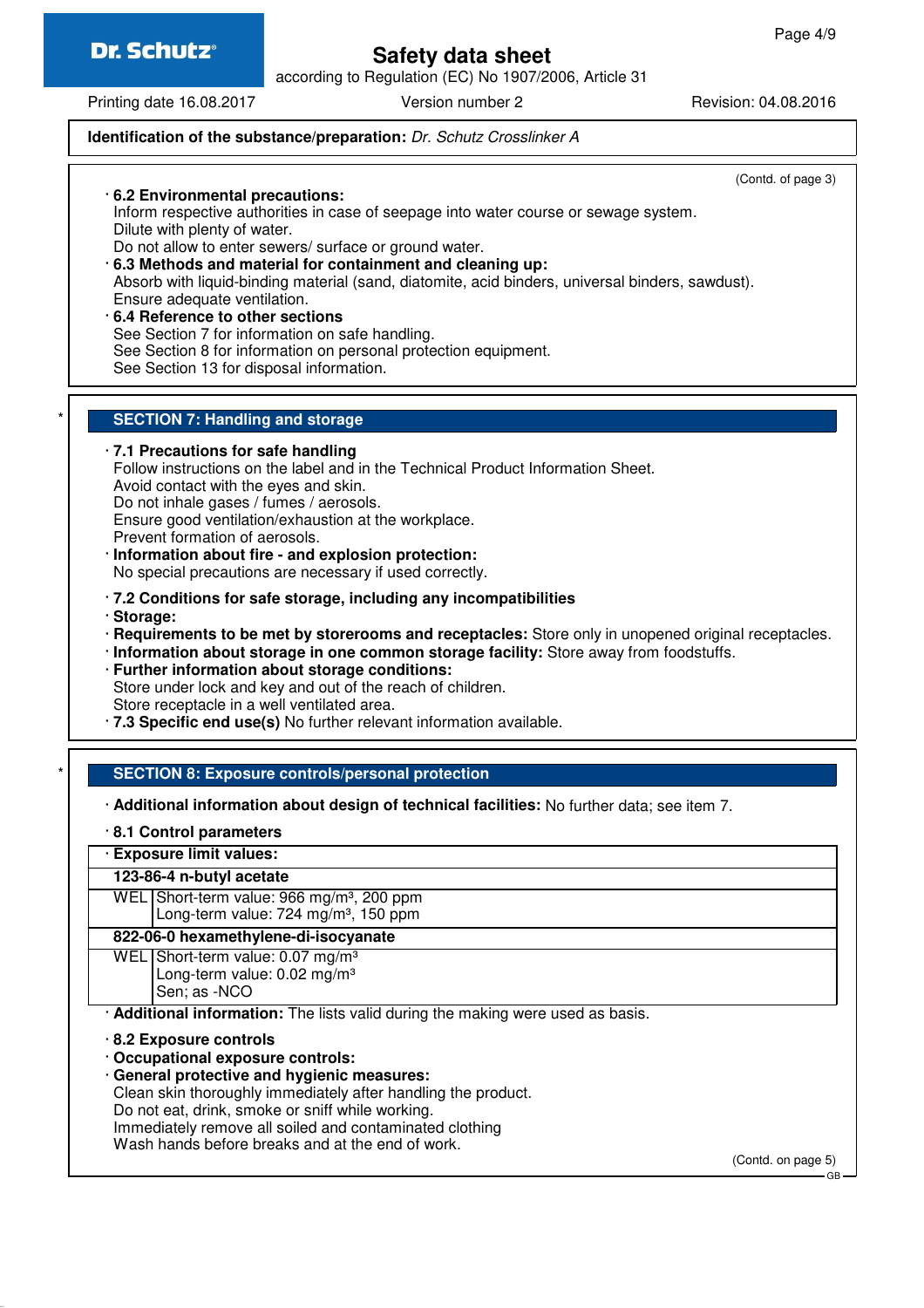**Identification of the substance/preparation:** *Dr. Schutz Crosslinker A*

(Contd. of page 3)

· **6.2 Environmental precautions:**
Inform respective authorities in case of seepage into water course or sewage system.
Dilute with plenty of water.
Do not allow to enter sewers/ surface or ground water.

· **6.3 Methods and material for containment and cleaning up:**
Absorb with liquid-binding material (sand, diatomite, acid binders, universal binders, sawdust).
Ensure adequate ventilation.

· **6.4 Reference to other sections**
See Section 7 for information on safe handling.
See Section 8 for information on personal protection equipment.
See Section 13 for disposal information.

## * SECTION 7: Handling and storage

· **7.1 Precautions for safe handling**
Follow instructions on the label and in the Technical Product Information Sheet.
Avoid contact with the eyes and skin.
Do not inhale gases / fumes / aerosols.
Ensure good ventilation/exhaustion at the workplace.
Prevent formation of aerosols.

· **Information about fire - and explosion protection:**
No special precautions are necessary if used correctly.

· **7.2 Conditions for safe storage, including any incompatibilities**

· **Storage:**

· **Requirements to be met by storerooms and receptacles:** Store only in unopened original receptacles.

· **Information about storage in one common storage facility:** Store away from foodstuffs.

· **Further information about storage conditions:**
Store under lock and key and out of the reach of children.
Store receptacle in a well ventilated area.

· **7.3 Specific end use(s)** No further relevant information available.

## * SECTION 8: Exposure controls/personal protection

· **Additional information about design of technical facilities:** No further data; see item 7.

· **8.1 Control parameters**

| · **Exposure limit values:** | |
|---|---|
| **123-86-4 n-butyl acetate** | |
| WEL | Short-term value: 966 mg/m³, 200 ppm<br>Long-term value: 724 mg/m³, 150 ppm |
| **822-06-0 hexamethylene-di-isocyanate** | |
| WEL | Short-term value: 0.07 mg/m³<br>Long-term value: 0.02 mg/m³<br>Sen; as -NCO |

· **Additional information:** The lists valid during the making were used as basis.

· **8.2 Exposure controls**

· **Occupational exposure controls:**

· **General protective and hygienic measures:**
Clean skin thoroughly immediately after handling the product.
Do not eat, drink, smoke or sniff while working.
Immediately remove all soiled and contaminated clothing
Wash hands before breaks and at the end of work.

(Contd. on page 5)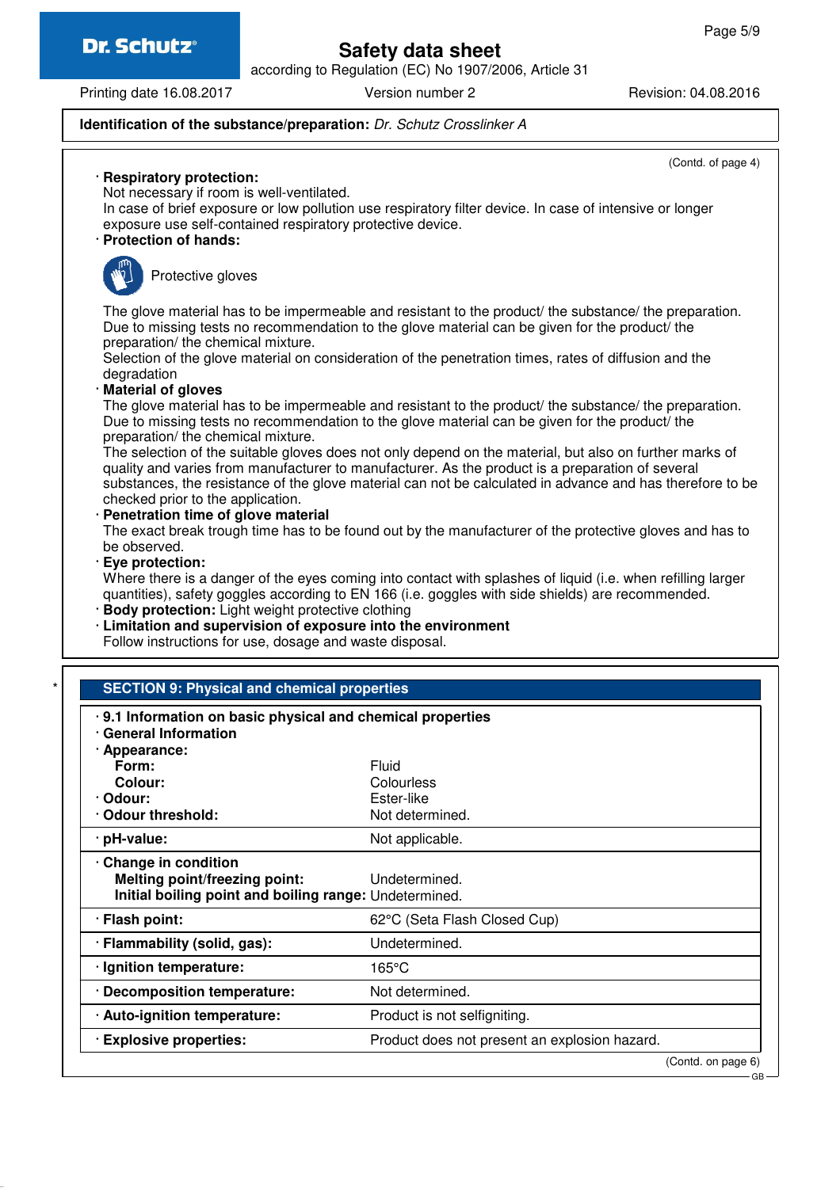**Identification of the substance/preparation:** *Dr. Schutz Crosslinker A*

(Contd. of page 4)

· **Respiratory protection:**
Not necessary if room is well-ventilated.
In case of brief exposure or low pollution use respiratory filter device. In case of intensive or longer exposure use self-contained respiratory protective device.

· **Protection of hands:**

Protective gloves

The glove material has to be impermeable and resistant to the product/ the substance/ the preparation.
Due to missing tests no recommendation to the glove material can be given for the product/ the preparation/ the chemical mixture.
Selection of the glove material on consideration of the penetration times, rates of diffusion and the degradation

· **Material of gloves**
The glove material has to be impermeable and resistant to the product/ the substance/ the preparation.
Due to missing tests no recommendation to the glove material can be given for the product/ the preparation/ the chemical mixture.
The selection of the suitable gloves does not only depend on the material, but also on further marks of quality and varies from manufacturer to manufacturer. As the product is a preparation of several substances, the resistance of the glove material can not be calculated in advance and has therefore to be checked prior to the application.

· **Penetration time of glove material**
The exact break trough time has to be found out by the manufacturer of the protective gloves and has to be observed.

· **Eye protection:**
Where there is a danger of the eyes coming into contact with splashes of liquid (i.e. when refilling larger quantities), safety goggles according to EN 166 (i.e. goggles with side shields) are recommended.

· **Body protection:** Light weight protective clothing

· **Limitation and supervision of exposure into the environment**
Follow instructions for use, dosage and waste disposal.

\*

## SECTION 9: Physical and chemical properties

· **9.1 Information on basic physical and chemical properties**

· **General Information**

· **Appearance:**

| | |
|---|---|
| **Form:** | Fluid |
| **Colour:** | Colourless |
| · **Odour:** | Ester-like |
| · **Odour threshold:** | Not determined. |
| · **pH-value:** | Not applicable. |
| · **Change in condition** | |
| **Melting point/freezing point:** | Undetermined. |
| **Initial boiling point and boiling range:** | Undetermined. |
| · **Flash point:** | 62°C (Seta Flash Closed Cup) |
| · **Flammability (solid, gas):** | Undetermined. |
| · **Ignition temperature:** | 165°C |
| · **Decomposition temperature:** | Not determined. |
| · **Auto-ignition temperature:** | Product is not selfigniting. |
| · **Explosive properties:** | Product does not present an explosion hazard. |

(Contd. on page 6)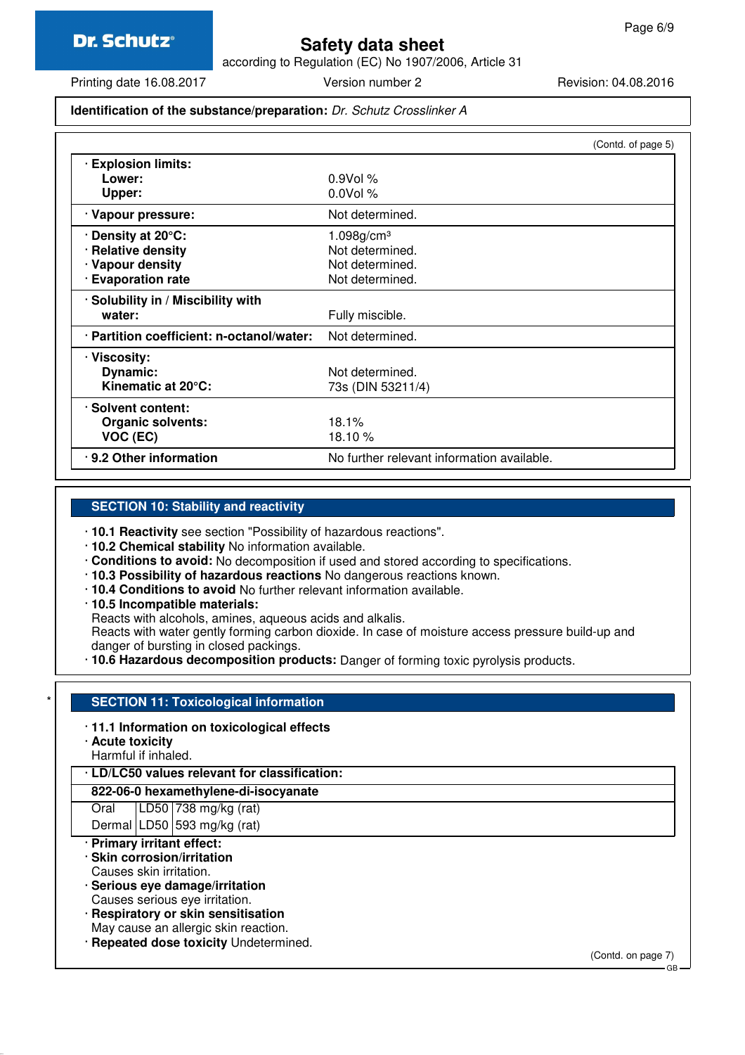## Safety data sheet

according to Regulation (EC) No 1907/2006, Article 31

Printing date 16.08.2017 Version number 2 Revision: 04.08.2016

**Identification of the substance/preparation:** *Dr. Schutz Crosslinker A*

(Contd. of page 5)

| | |
|---|---|
| · **Explosion limits:** | |
| **Lower:** | 0.9Vol % |
| **Upper:** | 0.0Vol % |
| · **Vapour pressure:** | Not determined. |
| · **Density at 20°C:** | 1.098g/cm³ |
| · **Relative density** | Not determined. |
| · **Vapour density** | Not determined. |
| · **Evaporation rate** | Not determined. |
| · **Solubility in / Miscibility with water:** | Fully miscible. |
| · **Partition coefficient: n-octanol/water:** | Not determined. |
| · **Viscosity:** | |
| **Dynamic:** | Not determined. |
| **Kinematic at 20°C:** | 73s (DIN 53211/4) |
| · **Solvent content:** | |
| **Organic solvents:** | 18.1% |
| **VOC (EC)** | 18.10 % |
| · **9.2 Other information** | No further relevant information available. |

## SECTION 10: Stability and reactivity

- · **10.1 Reactivity** see section "Possibility of hazardous reactions".
- · **10.2 Chemical stability** No information available.
- · **Conditions to avoid:** No decomposition if used and stored according to specifications.
- · **10.3 Possibility of hazardous reactions** No dangerous reactions known.
- · **10.4 Conditions to avoid** No further relevant information available.
- · **10.5 Incompatible materials:**
  Reacts with alcohols, amines, aqueous acids and alkalis.
  Reacts with water gently forming carbon dioxide. In case of moisture access pressure build-up and danger of bursting in closed packings.
- · **10.6 Hazardous decomposition products:** Danger of forming toxic pyrolysis products.

\*

## SECTION 11: Toxicological information

- · **11.1 Information on toxicological effects**
- · **Acute toxicity**
  Harmful if inhaled.

| · **LD/LC50 values relevant for classification:** | | |
|---|---|---|
| **822-06-0 hexamethylene-di-isocyanate** | | |
| Oral | LD50 | 738 mg/kg (rat) |
| Dermal | LD50 | 593 mg/kg (rat) |

- · **Primary irritant effect:**
- · **Skin corrosion/irritation**
  Causes skin irritation.
- · **Serious eye damage/irritation**
  Causes serious eye irritation.
- · **Respiratory or skin sensitisation**
  May cause an allergic skin reaction.
- · **Repeated dose toxicity** Undetermined.

(Contd. on page 7)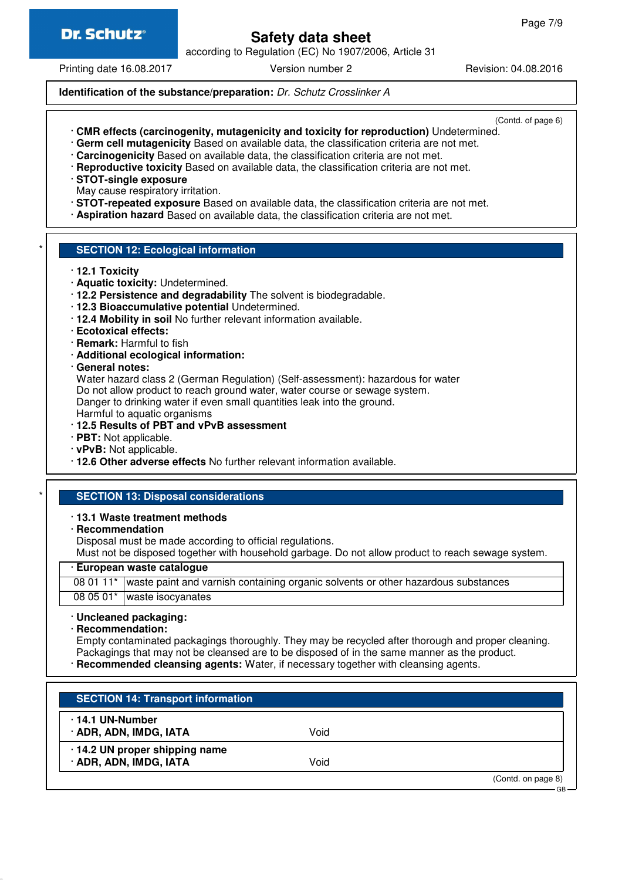**Identification of the substance/preparation:** *Dr. Schutz Crosslinker A*

(Contd. of page 6)

· **CMR effects (carcinogenity, mutagenicity and toxicity for reproduction)** Undetermined.
· **Germ cell mutagenicity** Based on available data, the classification criteria are not met.
· **Carcinogenicity** Based on available data, the classification criteria are not met.
· **Reproductive toxicity** Based on available data, the classification criteria are not met.
· **STOT-single exposure**
May cause respiratory irritation.
· **STOT-repeated exposure** Based on available data, the classification criteria are not met.
· **Aspiration hazard** Based on available data, the classification criteria are not met.

\* 
## SECTION 12: Ecological information

· **12.1 Toxicity**
· **Aquatic toxicity:** Undetermined.
· **12.2 Persistence and degradability** The solvent is biodegradable.
· **12.3 Bioaccumulative potential** Undetermined.
· **12.4 Mobility in soil** No further relevant information available.
· **Ecotoxical effects:**
· **Remark:** Harmful to fish
· **Additional ecological information:**
· **General notes:**
Water hazard class 2 (German Regulation) (Self-assessment): hazardous for water
Do not allow product to reach ground water, water course or sewage system.
Danger to drinking water if even small quantities leak into the ground.
Harmful to aquatic organisms
· **12.5 Results of PBT and vPvB assessment**
· **PBT:** Not applicable.
· **vPvB:** Not applicable.
· **12.6 Other adverse effects** No further relevant information available.

\* 
## SECTION 13: Disposal considerations

· **13.1 Waste treatment methods**
· **Recommendation**
Disposal must be made according to official regulations.
Must not be disposed together with household garbage. Do not allow product to reach sewage system.

| · **European waste catalogue** | |
|---|---|
| 08 01 11* | waste paint and varnish containing organic solvents or other hazardous substances |
| 08 05 01* | waste isocyanates |

· **Uncleaned packaging:**
· **Recommendation:**
Empty contaminated packagings thoroughly. They may be recycled after thorough and proper cleaning.
Packagings that may not be cleansed are to be disposed of in the same manner as the product.
· **Recommended cleansing agents:** Water, if necessary together with cleansing agents.

## SECTION 14: Transport information

| · **14.1 UN-Number** | |
|---|---|
| · **ADR, ADN, IMDG, IATA** | Void |
| · **14.2 UN proper shipping name** | |
| · **ADR, ADN, IMDG, IATA** | Void |

(Contd. on page 8)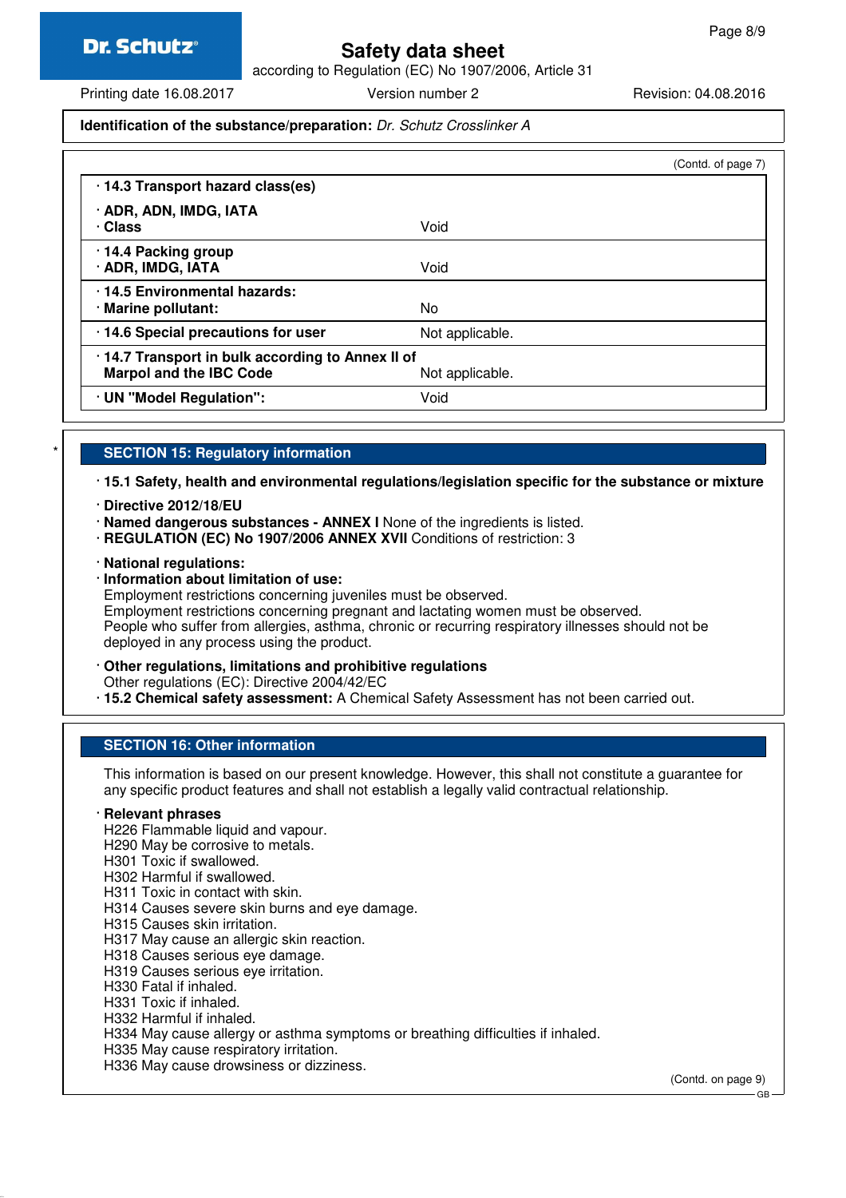**Identification of the substance/preparation:** *Dr. Schutz Crosslinker A*

(Contd. of page 7)

| | |
|---|---|
| **· 14.3 Transport hazard class(es)** | |
| **· ADR, ADN, IMDG, IATA**<br>**· Class** | Void |
| **· 14.4 Packing group**<br>**· ADR, IMDG, IATA** | Void |
| **· 14.5 Environmental hazards:**<br>**· Marine pollutant:** | No |
| **· 14.6 Special precautions for user** | Not applicable. |
| **· 14.7 Transport in bulk according to Annex II of Marpol and the IBC Code** | Not applicable. |
| **· UN "Model Regulation":** | Void |

*

## SECTION 15: Regulatory information

**· 15.1 Safety, health and environmental regulations/legislation specific for the substance or mixture**

**· Directive 2012/18/EU**
**· Named dangerous substances - ANNEX I** None of the ingredients is listed.
**· REGULATION (EC) No 1907/2006 ANNEX XVII** Conditions of restriction: 3

**· National regulations:**
**· Information about limitation of use:**
Employment restrictions concerning juveniles must be observed.
Employment restrictions concerning pregnant and lactating women must be observed.
People who suffer from allergies, asthma, chronic or recurring respiratory illnesses should not be deployed in any process using the product.

**· Other regulations, limitations and prohibitive regulations**
Other regulations (EC): Directive 2004/42/EC
**· 15.2 Chemical safety assessment:** A Chemical Safety Assessment has not been carried out.

## SECTION 16: Other information

This information is based on our present knowledge. However, this shall not constitute a guarantee for any specific product features and shall not establish a legally valid contractual relationship.

**· Relevant phrases**
H226 Flammable liquid and vapour.
H290 May be corrosive to metals.
H301 Toxic if swallowed.
H302 Harmful if swallowed.
H311 Toxic in contact with skin.
H314 Causes severe skin burns and eye damage.
H315 Causes skin irritation.
H317 May cause an allergic skin reaction.
H318 Causes serious eye damage.
H319 Causes serious eye irritation.
H330 Fatal if inhaled.
H331 Toxic if inhaled.
H332 Harmful if inhaled.
H334 May cause allergy or asthma symptoms or breathing difficulties if inhaled.
H335 May cause respiratory irritation.
H336 May cause drowsiness or dizziness.

(Contd. on page 9)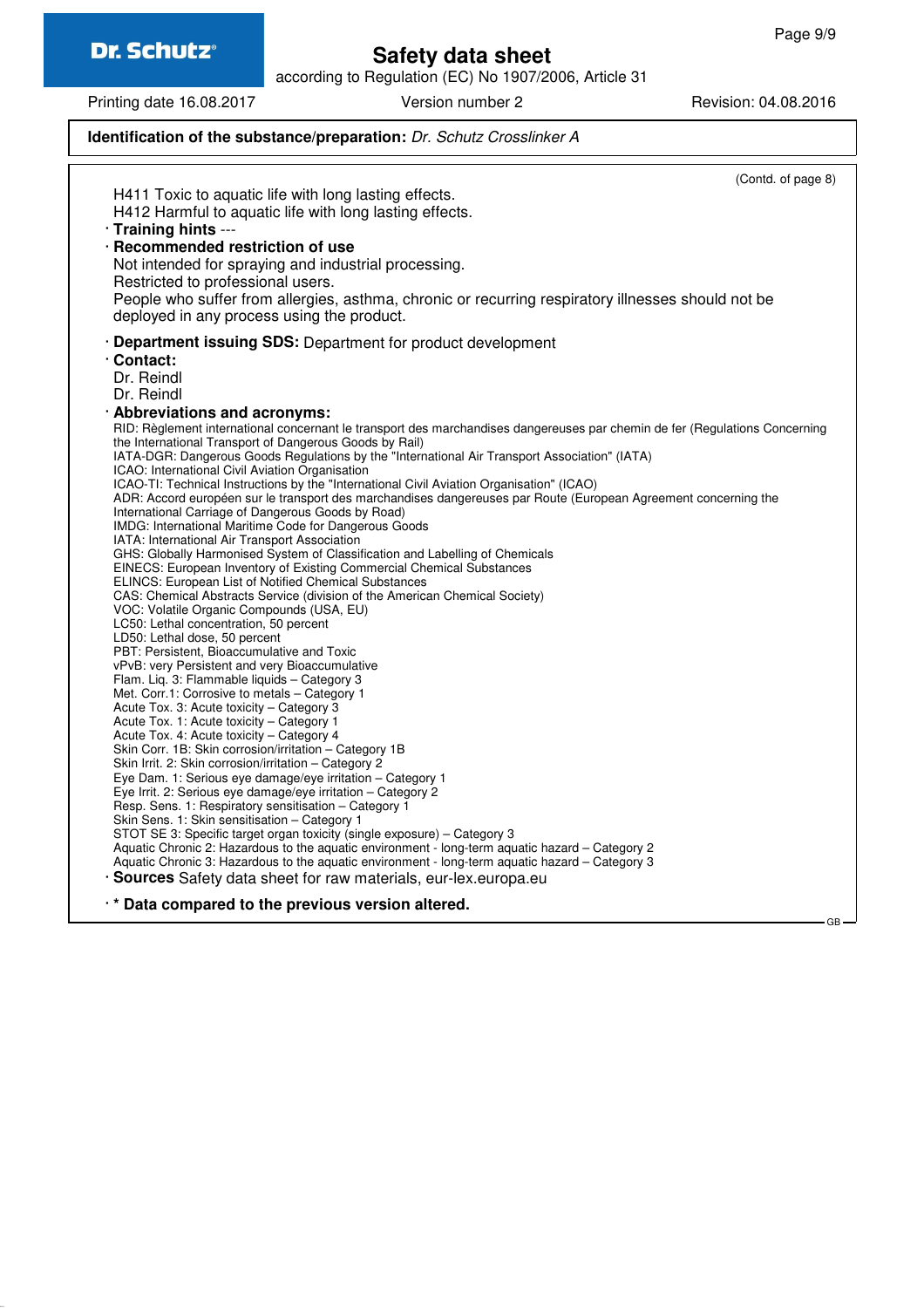**Identification of the substance/preparation:** *Dr. Schutz Crosslinker A*

(Contd. of page 8)

H411 Toxic to aquatic life with long lasting effects.
H412 Harmful to aquatic life with long lasting effects.

· **Training hints** ---

· **Recommended restriction of use**
Not intended for spraying and industrial processing.
Restricted to professional users.
People who suffer from allergies, asthma, chronic or recurring respiratory illnesses should not be deployed in any process using the product.

· **Department issuing SDS:** Department for product development

· **Contact:**
Dr. Reindl
Dr. Reindl

· **Abbreviations and acronyms:**
RID: Règlement international concernant le transport des marchandises dangereuses par chemin de fer (Regulations Concerning the International Transport of Dangerous Goods by Rail)
IATA-DGR: Dangerous Goods Regulations by the "International Air Transport Association" (IATA)
ICAO: International Civil Aviation Organisation
ICAO-TI: Technical Instructions by the "International Civil Aviation Organisation" (ICAO)
ADR: Accord européen sur le transport des marchandises dangereuses par Route (European Agreement concerning the International Carriage of Dangerous Goods by Road)
IMDG: International Maritime Code for Dangerous Goods
IATA: International Air Transport Association
GHS: Globally Harmonised System of Classification and Labelling of Chemicals
EINECS: European Inventory of Existing Commercial Chemical Substances
ELINCS: European List of Notified Chemical Substances
CAS: Chemical Abstracts Service (division of the American Chemical Society)
VOC: Volatile Organic Compounds (USA, EU)
LC50: Lethal concentration, 50 percent
LD50: Lethal dose, 50 percent
PBT: Persistent, Bioaccumulative and Toxic
vPvB: very Persistent and very Bioaccumulative
Flam. Liq. 3: Flammable liquids – Category 3
Met. Corr.1: Corrosive to metals – Category 1
Acute Tox. 3: Acute toxicity – Category 3
Acute Tox. 1: Acute toxicity – Category 1
Acute Tox. 4: Acute toxicity – Category 4
Skin Corr. 1B: Skin corrosion/irritation – Category 1B
Skin Irrit. 2: Skin corrosion/irritation – Category 2
Eye Dam. 1: Serious eye damage/eye irritation – Category 1
Eye Irrit. 2: Serious eye damage/eye irritation – Category 2
Resp. Sens. 1: Respiratory sensitisation – Category 1
Skin Sens. 1: Skin sensitisation – Category 1
STOT SE 3: Specific target organ toxicity (single exposure) – Category 3
Aquatic Chronic 2: Hazardous to the aquatic environment - long-term aquatic hazard – Category 2
Aquatic Chronic 3: Hazardous to the aquatic environment - long-term aquatic hazard – Category 3

· **Sources** Safety data sheet for raw materials, eur-lex.europa.eu

· **\* Data compared to the previous version altered.**

GB